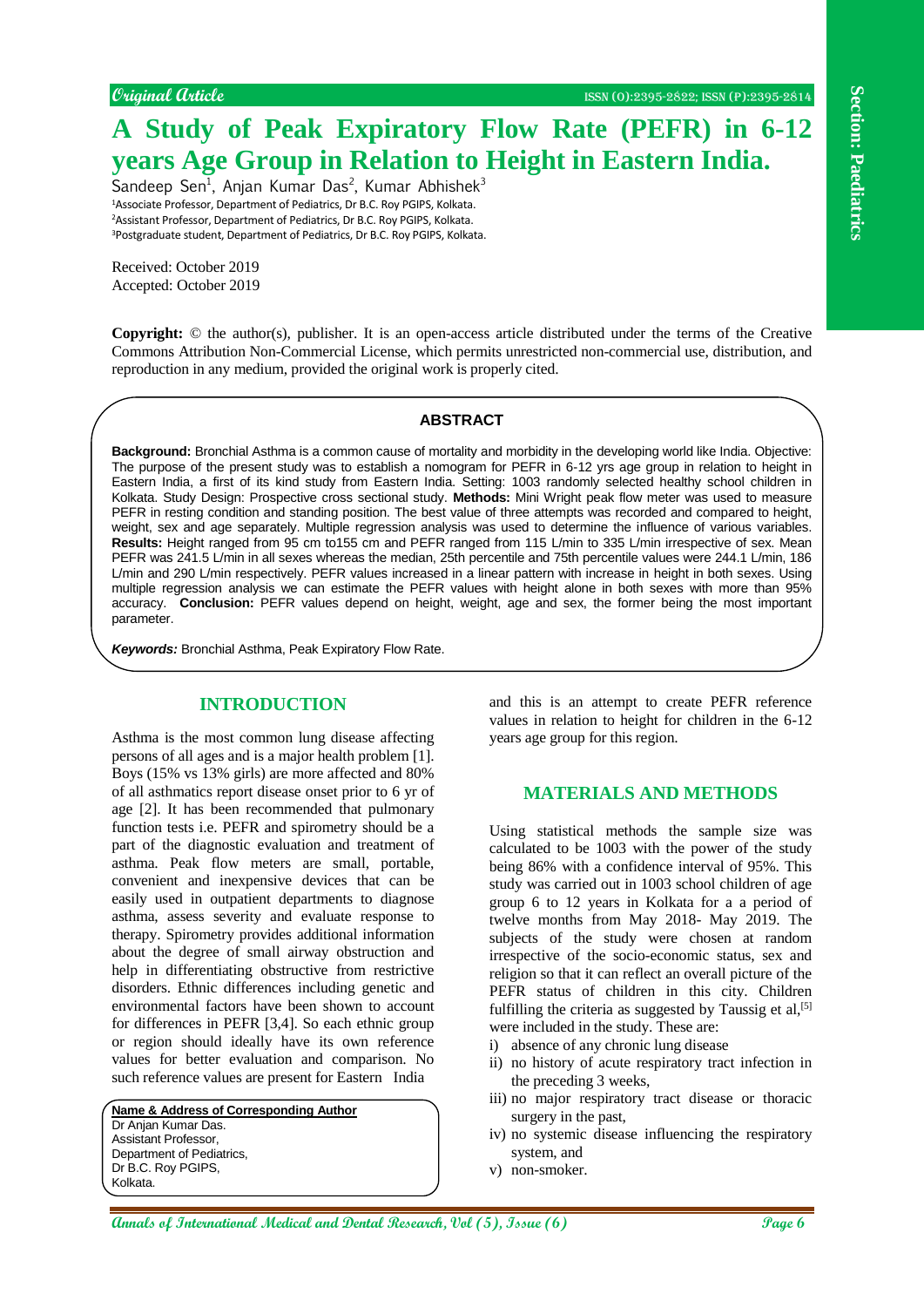Original Article

ISSN (O):2395-2822; ISSN (P):2395-2814

# A Study of Peak Expiratory Flow Rate (PEFR) in 6-12 years Age Group in Relation to Height in Eastern India.

Sandeep Sen[1], Anjan Kumar Das[2], Kumar Abhishek[3]

[1]Associate Professor, Department of Pediatrics, Dr B.C. Roy PGIPS, Kolkata.
[2]Assistant Professor, Department of Pediatrics, Dr B.C. Roy PGIPS, Kolkata.
[3]Postgraduate student, Department of Pediatrics, Dr B.C. Roy PGIPS, Kolkata.

Received: October 2019
Accepted: October 2019

**Copyright:** © the author(s), publisher. It is an open-access article distributed under the terms of the Creative Commons Attribution Non-Commercial License, which permits unrestricted non-commercial use, distribution, and reproduction in any medium, provided the original work is properly cited.

## ABSTRACT

**Background:** Bronchial Asthma is a common cause of mortality and morbidity in the developing world like India. Objective: The purpose of the present study was to establish a nomogram for PEFR in 6-12 yrs age group in relation to height in Eastern India, a first of its kind study from Eastern India. Setting: 1003 randomly selected healthy school children in Kolkata. Study Design: Prospective cross sectional study. **Methods:** Mini Wright peak flow meter was used to measure PEFR in resting condition and standing position. The best value of three attempts was recorded and compared to height, weight, sex and age separately. Multiple regression analysis was used to determine the influence of various variables. **Results:** Height ranged from 95 cm to155 cm and PEFR ranged from 115 L/min to 335 L/min irrespective of sex. Mean PEFR was 241.5 L/min in all sexes whereas the median, 25th percentile and 75th percentile values were 244.1 L/min, 186 L/min and 290 L/min respectively. PEFR values increased in a linear pattern with increase in height in both sexes. Using multiple regression analysis we can estimate the PEFR values with height alone in both sexes with more than 95% accuracy. **Conclusion:** PEFR values depend on height, weight, age and sex, the former being the most important parameter.

***Keywords:*** Bronchial Asthma, Peak Expiratory Flow Rate.

## INTRODUCTION

Asthma is the most common lung disease affecting persons of all ages and is a major health problem [1]. Boys (15% vs 13% girls) are more affected and 80% of all asthmatics report disease onset prior to 6 yr of age [2]. It has been recommended that pulmonary function tests i.e. PEFR and spirometry should be a part of the diagnostic evaluation and treatment of asthma. Peak flow meters are small, portable, convenient and inexpensive devices that can be easily used in outpatient departments to diagnose asthma, assess severity and evaluate response to therapy. Spirometry provides additional information about the degree of small airway obstruction and help in differentiating obstructive from restrictive disorders. Ethnic differences including genetic and environmental factors have been shown to account for differences in PEFR [3,4]. So each ethnic group or region should ideally have its own reference values for better evaluation and comparison. No such reference values are present for Eastern India and this is an attempt to create PEFR reference values in relation to height for children in the 6-12 years age group for this region.

**Name & Address of Corresponding Author**
Dr Anjan Kumar Das.
Assistant Professor,
Department of Pediatrics,
Dr B.C. Roy PGIPS,
Kolkata.

## MATERIALS AND METHODS

Using statistical methods the sample size was calculated to be 1003 with the power of the study being 86% with a confidence interval of 95%. This study was carried out in 1003 school children of age group 6 to 12 years in Kolkata for a a period of twelve months from May 2018- May 2019. The subjects of the study were chosen at random irrespective of the socio-economic status, sex and religion so that it can reflect an overall picture of the PEFR status of children in this city. Children fulfilling the criteria as suggested by Taussig et al,[5] were included in the study. These are:

i) absence of any chronic lung disease
ii) no history of acute respiratory tract infection in the preceding 3 weeks,
iii) no major respiratory tract disease or thoracic surgery in the past,
iv) no systemic disease influencing the respiratory system, and
v) non-smoker.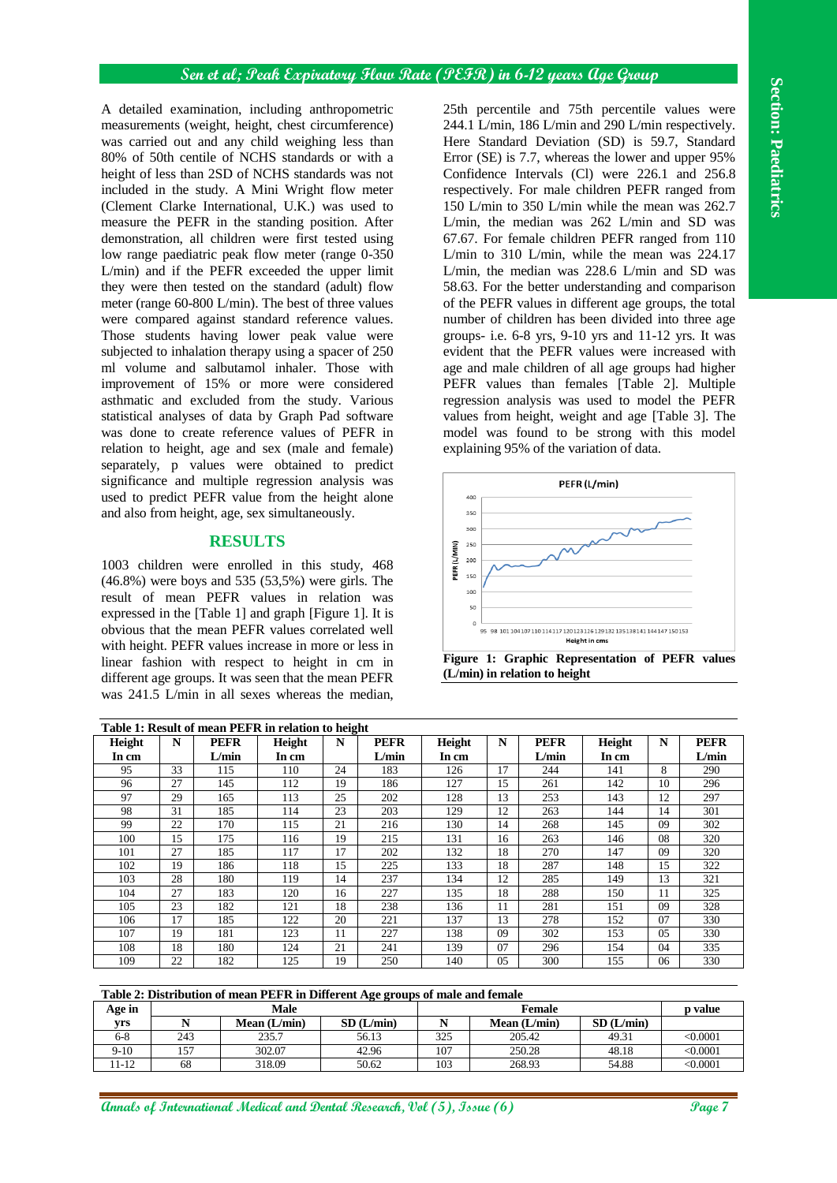A detailed examination, including anthropometric measurements (weight, height, chest circumference) was carried out and any child weighing less than 80% of 50th centile of NCHS standards or with a height of less than 2SD of NCHS standards was not included in the study. A Mini Wright flow meter (Clement Clarke International, U.K.) was used to measure the PEFR in the standing position. After demonstration, all children were first tested using low range paediatric peak flow meter (range 0-350 L/min) and if the PEFR exceeded the upper limit they were then tested on the standard (adult) flow meter (range 60-800 L/min). The best of three values were compared against standard reference values. Those students having lower peak value were subjected to inhalation therapy using a spacer of 250 ml volume and salbutamol inhaler. Those with improvement of 15% or more were considered asthmatic and excluded from the study. Various statistical analyses of data by Graph Pad software was done to create reference values of PEFR in relation to height, age and sex (male and female) separately, p values were obtained to predict significance and multiple regression analysis was used to predict PEFR value from the height alone and also from height, age, sex simultaneously.

## RESULTS

1003 children were enrolled in this study, 468 (46.8%) were boys and 535 (53,5%) were girls. The result of mean PEFR values in relation was expressed in the [Table 1] and graph [Figure 1]. It is obvious that the mean PEFR values correlated well with height. PEFR values increase in more or less in linear fashion with respect to height in cm in different age groups. It was seen that the mean PEFR was 241.5 L/min in all sexes whereas the median, 25th percentile and 75th percentile values were 244.1 L/min, 186 L/min and 290 L/min respectively. Here Standard Deviation (SD) is 59.7, Standard Error (SE) is 7.7, whereas the lower and upper 95% Confidence Intervals (Cl) were 226.1 and 256.8 respectively. For male children PEFR ranged from 150 L/min to 350 L/min while the mean was 262.7 L/min, the median was 262 L/min and SD was 67.67. For female children PEFR ranged from 110 L/min to 310 L/min, while the mean was 224.17 L/min, the median was 228.6 L/min and SD was 58.63. For the better understanding and comparison of the PEFR values in different age groups, the total number of children has been divided into three age groups- i.e. 6-8 yrs, 9-10 yrs and 11-12 yrs. It was evident that the PEFR values were increased with age and male children of all age groups had higher PEFR values than females [Table 2]. Multiple regression analysis was used to model the PEFR values from height, weight and age [Table 3]. The model was found to be strong with this model explaining 95% of the variation of data.

**Figure 1: Graphic Representation of PEFR values (L/min) in relation to height**

**Table 1: Result of mean PEFR in relation to height**

| Height In cm | N | PEFR L/min | Height In cm | N | PEFR L/min | Height In cm | N | PEFR L/min | Height In cm | N | PEFR L/min |
|---|---|---|---|---|---|---|---|---|---|---|---|
| 95 | 33 | 115 | 110 | 24 | 183 | 126 | 17 | 244 | 141 | 8 | 290 |
| 96 | 27 | 145 | 112 | 19 | 186 | 127 | 15 | 261 | 142 | 10 | 296 |
| 97 | 29 | 165 | 113 | 25 | 202 | 128 | 13 | 253 | 143 | 12 | 297 |
| 98 | 31 | 185 | 114 | 23 | 203 | 129 | 12 | 263 | 144 | 14 | 301 |
| 99 | 22 | 170 | 115 | 21 | 216 | 130 | 14 | 268 | 145 | 09 | 302 |
| 100 | 15 | 175 | 116 | 19 | 215 | 131 | 16 | 263 | 146 | 08 | 320 |
| 101 | 27 | 185 | 117 | 17 | 202 | 132 | 18 | 270 | 147 | 09 | 320 |
| 102 | 19 | 186 | 118 | 15 | 225 | 133 | 18 | 287 | 148 | 15 | 322 |
| 103 | 28 | 180 | 119 | 14 | 237 | 134 | 12 | 285 | 149 | 13 | 321 |
| 104 | 27 | 183 | 120 | 16 | 227 | 135 | 18 | 288 | 150 | 11 | 325 |
| 105 | 23 | 182 | 121 | 18 | 238 | 136 | 11 | 281 | 151 | 09 | 328 |
| 106 | 17 | 185 | 122 | 20 | 221 | 137 | 13 | 278 | 152 | 07 | 330 |
| 107 | 19 | 181 | 123 | 11 | 227 | 138 | 09 | 302 | 153 | 05 | 330 |
| 108 | 18 | 180 | 124 | 21 | 241 | 139 | 07 | 296 | 154 | 04 | 335 |
| 109 | 22 | 182 | 125 | 19 | 250 | 140 | 05 | 300 | 155 | 06 | 330 |

**Table 2: Distribution of mean PEFR in Different Age groups of male and female**

| Age in yrs | Male | | | Female | | | p value |
|---|---|---|---|---|---|---|---|
| | N | Mean (L/min) | SD (L/min) | N | Mean (L/min) | SD (L/min) | |
| 6-8 | 243 | 235.7 | 56.13 | 325 | 205.42 | 49.31 | <0.0001 |
| 9-10 | 157 | 302.07 | 42.96 | 107 | 250.28 | 48.18 | <0.0001 |
| 11-12 | 68 | 318.09 | 50.62 | 103 | 268.93 | 54.88 | <0.0001 |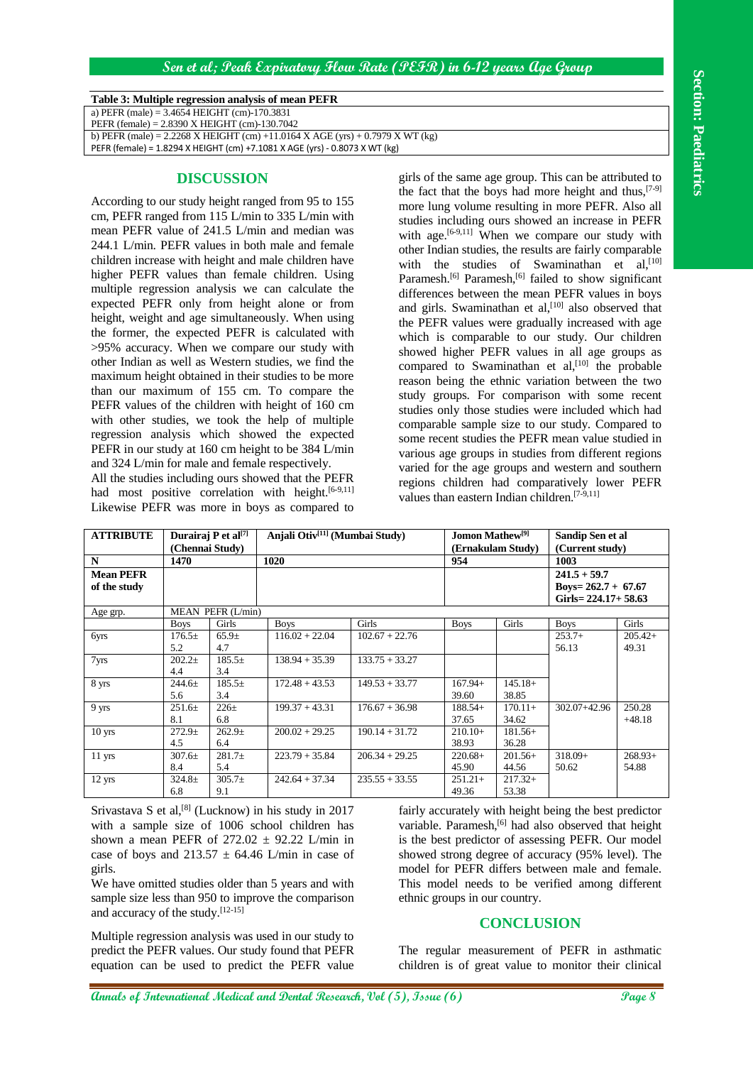**Table 3: Multiple regression analysis of mean PEFR**

a) PEFR (male) = 3.4654 HEIGHT (cm)-170.3831
PEFR (female) = 2.8390 X HEIGHT (cm)-130.7042

b) PEFR (male) = 2.2268 X HEIGHT (cm) +11.0164 X AGE (yrs) + 0.7979 X WT (kg)
PEFR (female) = 1.8294 X HEIGHT (cm) +7.1081 X AGE (yrs) - 0.8073 X WT (kg)

## DISCUSSION

According to our study height ranged from 95 to 155 cm, PEFR ranged from 115 L/min to 335 L/min with mean PEFR value of 241.5 L/min and median was 244.1 L/min. PEFR values in both male and female children increase with height and male children have higher PEFR values than female children. Using multiple regression analysis we can calculate the expected PEFR only from height alone or from height, weight and age simultaneously. When using the former, the expected PEFR is calculated with >95% accuracy. When we compare our study with other Indian as well as Western studies, we find the maximum height obtained in their studies to be more than our maximum of 155 cm. To compare the PEFR values of the children with height of 160 cm with other studies, we took the help of multiple regression analysis which showed the expected PEFR in our study at 160 cm height to be 384 L/min and 324 L/min for male and female respectively.

All the studies including ours showed that the PEFR had most positive correlation with height.[6-9,11] Likewise PEFR was more in boys as compared to girls of the same age group. This can be attributed to the fact that the boys had more height and thus,[7-9] more lung volume resulting in more PEFR. Also all studies including ours showed an increase in PEFR with age.[6-9,11] When we compare our study with other Indian studies, the results are fairly comparable with the studies of Swaminathan et al,[10] Paramesh.[6] Paramesh,[6] failed to show significant differences between the mean PEFR values in boys and girls. Swaminathan et al,[10] also observed that the PEFR values were gradually increased with age which is comparable to our study. Our children showed higher PEFR values in all age groups as compared to Swaminathan et al,[10] the probable reason being the ethnic variation between the two study groups. For comparison with some recent studies only those studies were included which had comparable sample size to our study. Compared to some recent studies the PEFR mean value studied in various age groups in studies from different regions varied for the age groups and western and southern regions children had comparatively lower PEFR values than eastern Indian children.[7-9,11]

| ATTRIBUTE | Durairaj P et al[7] (Chennai Study) | | Anjali Otiv[11] (Mumbai Study) | | Jomon Mathew[9] (Ernakulam Study) | | Sandip Sen et al (Current study) | |
|---|---|---|---|---|---|---|---|---|
| N | 1470 | | 1020 | | 954 | | 1003 | |
| Mean PEFR of the study | | | | | | | 241.5 + 59.7 Boys= 262.7 + 67.67 Girls= 224.17+ 58.63 | |
| Age grp. | MEAN PEFR (L/min) | | | | | | | |
| | Boys | Girls | Boys | Girls | Boys | Girls | Boys | Girls |
| 6yrs | 176.5± 5.2 | 65.9± 4.7 | 116.02 + 22.04 | 102.67 + 22.76 | | | 253.7+ 56.13 | 205.42+ 49.31 |
| 7yrs | 202.2± 4.4 | 185.5± 3.4 | 138.94 + 35.39 | 133.75 + 33.27 | | | | |
| 8 yrs | 244.6± 5.6 | 185.5± 3.4 | 172.48 + 43.53 | 149.53 + 33.77 | 167.94+ 39.60 | 145.18+ 38.85 | | |
| 9 yrs | 251.6± 8.1 | 226± 6.8 | 199.37 + 43.31 | 176.67 + 36.98 | 188.54+ 37.65 | 170.11+ 34.62 | 302.07+42.96 | 250.28 +48.18 |
| 10 yrs | 272.9± 4.5 | 262.9± 6.4 | 200.02 + 29.25 | 190.14 + 31.72 | 210.10+ 38.93 | 181.56+ 36.28 | | |
| 11 yrs | 307.6± 8.4 | 281.7± 5.4 | 223.79 + 35.84 | 206.34 + 29.25 | 220.68+ 45.90 | 201.56+ 44.56 | 318.09+ 50.62 | 268.93+ 54.88 |
| 12 yrs | 324.8± 6.8 | 305.7± 9.1 | 242.64 + 37.34 | 235.55 + 33.55 | 251.21+ 49.36 | 217.32+ 53.38 | | |

Srivastava S et al,[8] (Lucknow) in his study in 2017 with a sample size of 1006 school children has shown a mean PEFR of 272.02 ± 92.22 L/min in case of boys and 213.57 ± 64.46 L/min in case of girls.

We have omitted studies older than 5 years and with sample size less than 950 to improve the comparison and accuracy of the study.[12-15]

Multiple regression analysis was used in our study to predict the PEFR values. Our study found that PEFR equation can be used to predict the PEFR value fairly accurately with height being the best predictor variable. Paramesh,[6] had also observed that height is the best predictor of assessing PEFR. Our model showed strong degree of accuracy (95% level). The model for PEFR differs between male and female. This model needs to be verified among different ethnic groups in our country.

## CONCLUSION

The regular measurement of PEFR in asthmatic children is of great value to monitor their clinical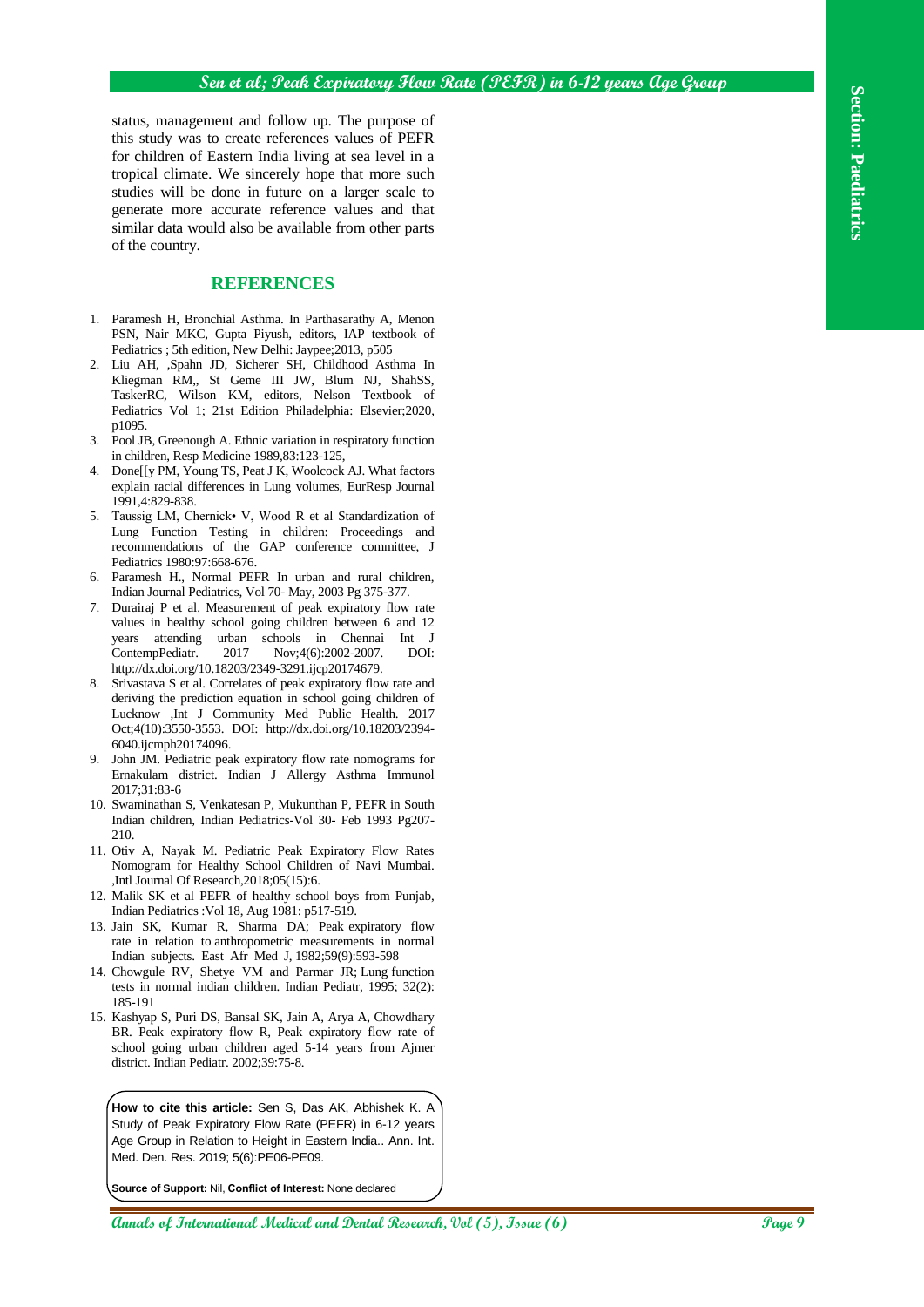status, management and follow up. The purpose of this study was to create references values of PEFR for children of Eastern India living at sea level in a tropical climate. We sincerely hope that more such studies will be done in future on a larger scale to generate more accurate reference values and that similar data would also be available from other parts of the country.

## REFERENCES

1. Paramesh H, Bronchial Asthma. In Parthasarathy A, Menon PSN, Nair MKC, Gupta Piyush, editors, IAP textbook of Pediatrics ; 5th edition, New Delhi: Jaypee;2013, p505
2. Liu AH, ,Spahn JD, Sicherer SH, Childhood Asthma In Kliegman RM,, St Geme III JW, Blum NJ, ShahSS, TaskerRC, Wilson KM, editors, Nelson Textbook of Pediatrics Vol 1; 21st Edition Philadelphia: Elsevier;2020, p1095.
3. Pool JB, Greenough A. Ethnic variation in respiratory function in children, Resp Medicine 1989,83:123-125,
4. Done[[y PM, Young TS, Peat J K, Woolcock AJ. What factors explain racial differences in Lung volumes, EurResp Journal 1991,4:829-838.
5. Taussig LM, Chernick• V, Wood R et al Standardization of Lung Function Testing in children: Proceedings and recommendations of the GAP conference committee, J Pediatrics 1980:97:668-676.
6. Paramesh H., Normal PEFR In urban and rural children, Indian Journal Pediatrics, Vol 70- May, 2003 Pg 375-377.
7. Durairaj P et al. Measurement of peak expiratory flow rate values in healthy school going children between 6 and 12 years attending urban schools in Chennai Int J ContempPediatr. 2017 Nov;4(6):2002-2007. DOI: http://dx.doi.org/10.18203/2349-3291.ijcp20174679.
8. Srivastava S et al. Correlates of peak expiratory flow rate and deriving the prediction equation in school going children of Lucknow ,Int J Community Med Public Health. 2017 Oct;4(10):3550-3553. DOI: http://dx.doi.org/10.18203/2394-6040.ijcmph20174096.
9. John JM. Pediatric peak expiratory flow rate nomograms for Ernakulam district. Indian J Allergy Asthma Immunol 2017;31:83-6
10. Swaminathan S, Venkatesan P, Mukunthan P, PEFR in South Indian children, Indian Pediatrics-Vol 30- Feb 1993 Pg207-210.
11. Otiv A, Nayak M. Pediatric Peak Expiratory Flow Rates Nomogram for Healthy School Children of Navi Mumbai. ,Intl Journal Of Research,2018;05(15):6.
12. Malik SK et al PEFR of healthy school boys from Punjab, Indian Pediatrics :Vol 18, Aug 1981: p517-519.
13. Jain SK, Kumar R, Sharma DA; Peak expiratory flow rate in relation to anthropometric measurements in normal Indian subjects. East Afr Med J, 1982;59(9):593-598
14. Chowgule RV, Shetye VM and Parmar JR; Lung function tests in normal indian children. Indian Pediatr, 1995; 32(2): 185-191
15. Kashyap S, Puri DS, Bansal SK, Jain A, Arya A, Chowdhary BR. Peak expiratory flow R, Peak expiratory flow rate of school going urban children aged 5-14 years from Ajmer district. Indian Pediatr. 2002;39:75-8.

**How to cite this article:** Sen S, Das AK, Abhishek K. A Study of Peak Expiratory Flow Rate (PEFR) in 6-12 years Age Group in Relation to Height in Eastern India.. Ann. Int. Med. Den. Res. 2019; 5(6):PE06-PE09.

**Source of Support:** Nil, **Conflict of Interest:** None declared